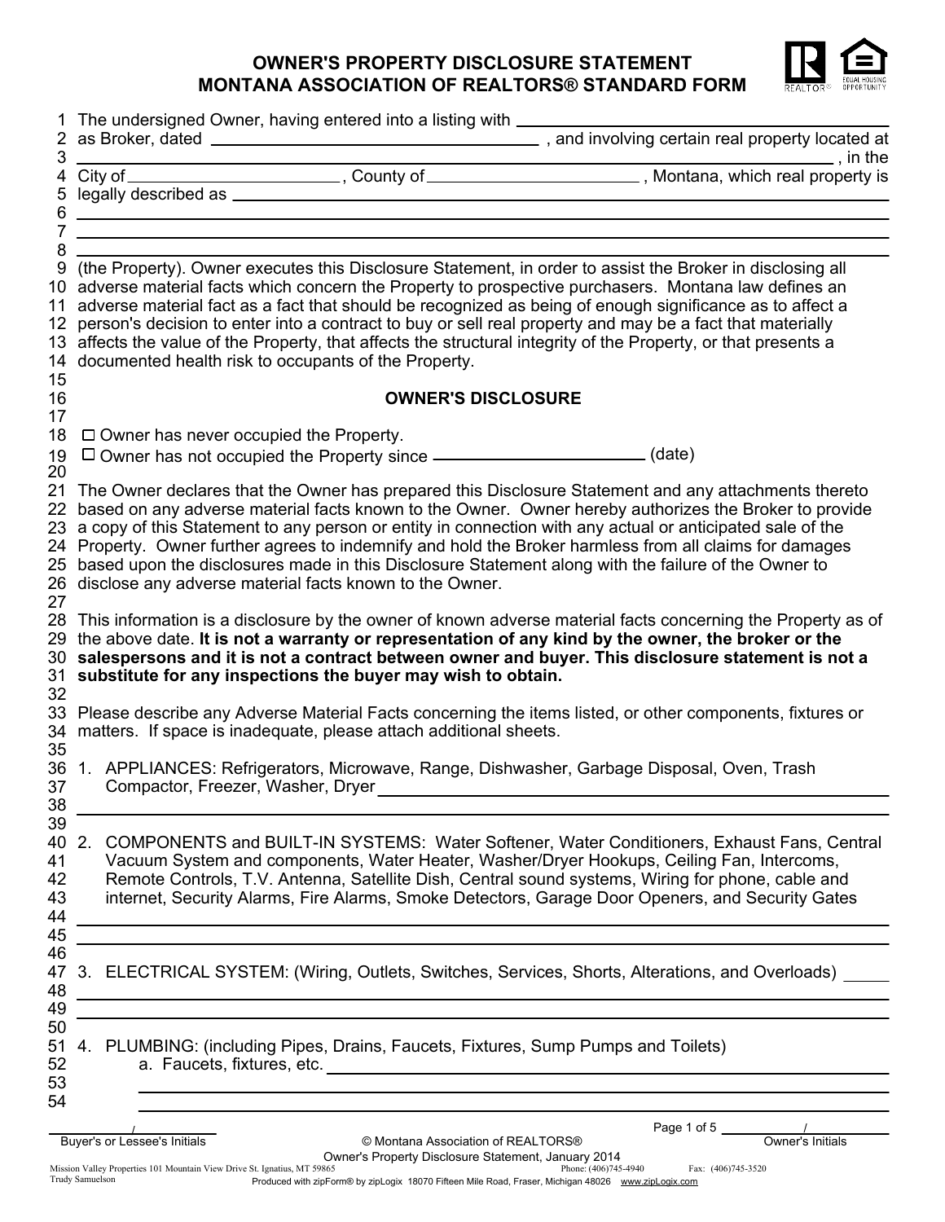# OWNER'S PROPERTY DISCLOSURE STATEMENT
# MONTANA ASSOCIATION OF REALTORS® STANDARD FORM

The undersigned Owner, having entered into a listing with \_\_\_\_\_\_\_\_\_\_\_\_\_\_\_\_\_\_\_\_ as Broker, dated \_\_\_\_\_\_\_\_\_\_\_\_\_\_\_\_\_\_\_\_, and involving certain real property located at \_\_\_\_\_\_\_\_\_\_\_\_\_\_\_\_\_\_\_\_, in the City of \_\_\_\_\_\_\_\_\_\_\_\_\_\_\_\_\_\_\_\_, County of \_\_\_\_\_\_\_\_\_\_\_\_\_\_\_\_\_\_\_\_, Montana, which real property is legally described as \_\_\_\_\_\_\_\_\_\_\_\_\_\_\_\_\_\_\_\_

(the Property). Owner executes this Disclosure Statement, in order to assist the Broker in disclosing all adverse material facts which concern the Property to prospective purchasers. Montana law defines an adverse material fact as a fact that should be recognized as being of enough significance as to affect a person's decision to enter into a contract to buy or sell real property and may be a fact that materially affects the value of the Property, that affects the structural integrity of the Property, or that presents a documented health risk to occupants of the Property.

## OWNER'S DISCLOSURE

☐ Owner has never occupied the Property.

☐ Owner has not occupied the Property since \_\_\_\_\_\_\_\_\_\_\_\_\_\_\_\_\_\_\_\_ (date)

The Owner declares that the Owner has prepared this Disclosure Statement and any attachments thereto based on any adverse material facts known to the Owner. Owner hereby authorizes the Broker to provide a copy of this Statement to any person or entity in connection with any actual or anticipated sale of the Property. Owner further agrees to indemnify and hold the Broker harmless from all claims for damages based upon the disclosures made in this Disclosure Statement along with the failure of the Owner to disclose any adverse material facts known to the Owner.

This information is a disclosure by the owner of known adverse material facts concerning the Property as of the above date. **It is not a warranty or representation of any kind by the owner, the broker or the salespersons and it is not a contract between owner and buyer. This disclosure statement is not a substitute for any inspections the buyer may wish to obtain.**

Please describe any Adverse Material Facts concerning the items listed, or other components, fixtures or matters. If space is inadequate, please attach additional sheets.

1. APPLIANCES: Refrigerators, Microwave, Range, Dishwasher, Garbage Disposal, Oven, Trash Compactor, Freezer, Washer, Dryer \_\_\_\_\_\_\_\_\_\_\_\_\_\_\_\_\_\_\_\_

2. COMPONENTS and BUILT-IN SYSTEMS: Water Softener, Water Conditioners, Exhaust Fans, Central Vacuum System and components, Water Heater, Washer/Dryer Hookups, Ceiling Fan, Intercoms, Remote Controls, T.V. Antenna, Satellite Dish, Central sound systems, Wiring for phone, cable and internet, Security Alarms, Fire Alarms, Smoke Detectors, Garage Door Openers, and Security Gates \_\_\_\_\_\_\_\_\_\_\_\_\_\_\_\_\_\_\_\_

3. ELECTRICAL SYSTEM: (Wiring, Outlets, Switches, Services, Shorts, Alterations, and Overloads) \_\_\_\_\_\_\_\_\_\_\_\_\_\_\_\_\_\_\_\_

4. PLUMBING: (including Pipes, Drains, Faucets, Fixtures, Sump Pumps and Toilets)
   a. Faucets, fixtures, etc. \_\_\_\_\_\_\_\_\_\_\_\_\_\_\_\_\_\_\_\_

Buyer's or Lessee's Initials \_\_\_\_\_ / \_\_\_\_\_ Owner's Initials \_\_\_\_\_ / \_\_\_\_\_

© Montana Association of REALTORS®
Owner's Property Disclosure Statement, January 2014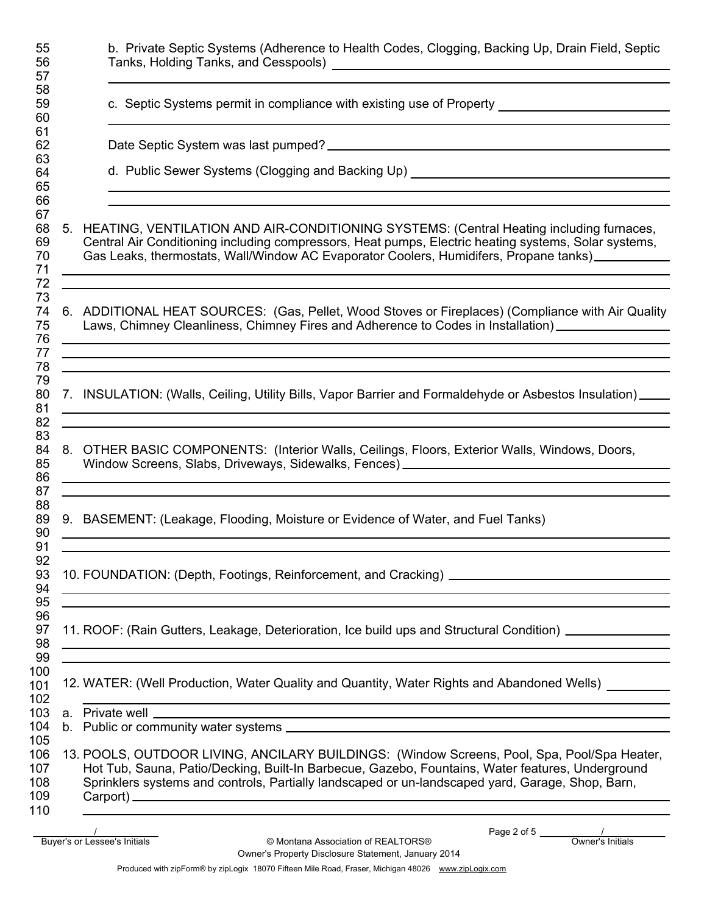b. Private Septic Systems (Adherence to Health Codes, Clogging, Backing Up, Drain Field, Septic Tanks, Holding Tanks, and Cesspools) ______________________________

c. Septic Systems permit in compliance with existing use of Property ______________________________

Date Septic System was last pumped? ______________________________

d. Public Sewer Systems (Clogging and Backing Up) ______________________________

5. HEATING, VENTILATION AND AIR-CONDITIONING SYSTEMS: (Central Heating including furnaces, Central Air Conditioning including compressors, Heat pumps, Electric heating systems, Solar systems, Gas Leaks, thermostats, Wall/Window AC Evaporator Coolers, Humidifers, Propane tanks) ______________________________

6. ADDITIONAL HEAT SOURCES: (Gas, Pellet, Wood Stoves or Fireplaces) (Compliance with Air Quality Laws, Chimney Cleanliness, Chimney Fires and Adherence to Codes in Installation) ______________________________

7. INSULATION: (Walls, Ceiling, Utility Bills, Vapor Barrier and Formaldehyde or Asbestos Insulation) ______________________________

8. OTHER BASIC COMPONENTS: (Interior Walls, Ceilings, Floors, Exterior Walls, Windows, Doors, Window Screens, Slabs, Driveways, Sidewalks, Fences) ______________________________

9. BASEMENT: (Leakage, Flooding, Moisture or Evidence of Water, and Fuel Tanks)

______________________________

10. FOUNDATION: (Depth, Footings, Reinforcement, and Cracking) ______________________________

11. ROOF: (Rain Gutters, Leakage, Deterioration, Ice build ups and Structural Condition) ______________________________

12. WATER: (Well Production, Water Quality and Quantity, Water Rights and Abandoned Wells) ______________________________

a. Private well ______________________________

b. Public or community water systems ______________________________

13. POOLS, OUTDOOR LIVING, ANCILARY BUILDINGS: (Window Screens, Pool, Spa, Pool/Spa Heater, Hot Tub, Sauna, Patio/Decking, Built-In Barbecue, Gazebo, Fountains, Water features, Underground Sprinklers systems and controls, Partially landscaped or un-landscaped yard, Garage, Shop, Barn, Carport) ______________________________

Buyer's or Lessee's Initials ______ / ______

Owner's Initials ______ / ______

© Montana Association of REALTORS®
Owner's Property Disclosure Statement, January 2014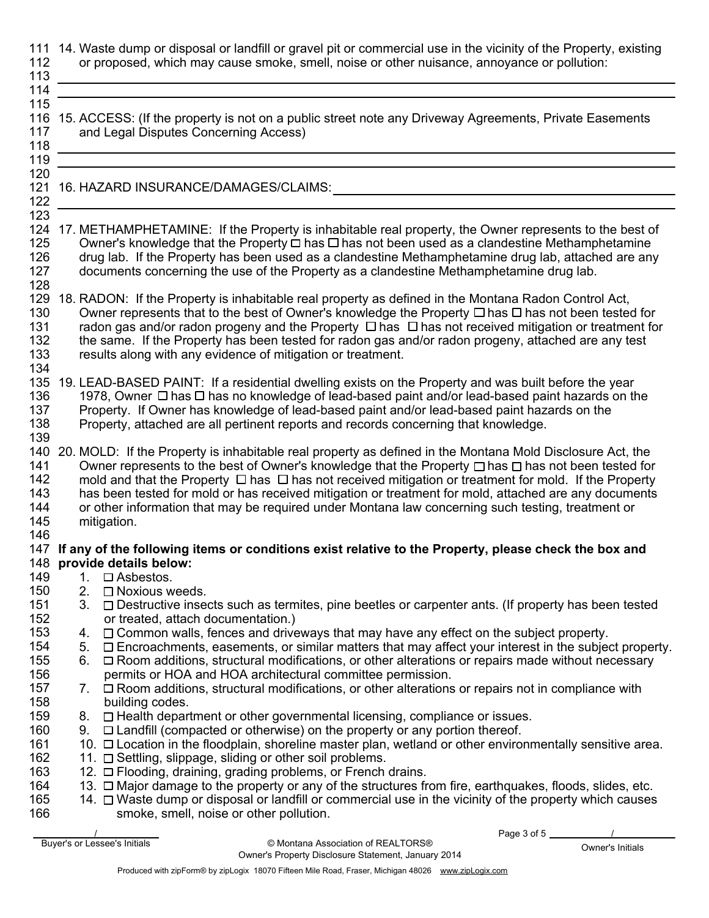14. Waste dump or disposal or landfill or gravel pit or commercial use in the vicinity of the Property, existing or proposed, which may cause smoke, smell, noise or other nuisance, annoyance or pollution:

___

___

15. ACCESS: (If the property is not on a public street note any Driveway Agreements, Private Easements and Legal Disputes Concerning Access)

___

___

16. HAZARD INSURANCE/DAMAGES/CLAIMS: ___

___

17. METHAMPHETAMINE: If the Property is inhabitable real property, the Owner represents to the best of Owner's knowledge that the Property ☐ has ☐ has not been used as a clandestine Methamphetamine drug lab. If the Property has been used as a clandestine Methamphetamine drug lab, attached are any documents concerning the use of the Property as a clandestine Methamphetamine drug lab.

18. RADON: If the Property is inhabitable real property as defined in the Montana Radon Control Act, Owner represents that to the best of Owner's knowledge the Property ☐ has ☐ has not been tested for radon gas and/or radon progeny and the Property ☐ has ☐ has not received mitigation or treatment for the same. If the Property has been tested for radon gas and/or radon progeny, attached are any test results along with any evidence of mitigation or treatment.

19. LEAD-BASED PAINT: If a residential dwelling exists on the Property and was built before the year 1978, Owner ☐ has ☐ has no knowledge of lead-based paint and/or lead-based paint hazards on the Property. If Owner has knowledge of lead-based paint and/or lead-based paint hazards on the Property, attached are all pertinent reports and records concerning that knowledge.

20. MOLD: If the Property is inhabitable real property as defined in the Montana Mold Disclosure Act, the Owner represents to the best of Owner's knowledge that the Property ☐ has ☐ has not been tested for mold and that the Property ☐ has ☐ has not received mitigation or treatment for mold. If the Property has been tested for mold or has received mitigation or treatment for mold, attached are any documents or other information that may be required under Montana law concerning such testing, treatment or mitigation.

**If any of the following items or conditions exist relative to the Property, please check the box and provide details below:**

1. ☐ Asbestos.
2. ☐ Noxious weeds.
3. ☐ Destructive insects such as termites, pine beetles or carpenter ants. (If property has been tested or treated, attach documentation.)
4. ☐ Common walls, fences and driveways that may have any effect on the subject property.
5. ☐ Encroachments, easements, or similar matters that may affect your interest in the subject property.
6. ☐ Room additions, structural modifications, or other alterations or repairs made without necessary permits or HOA and HOA architectural committee permission.
7. ☐ Room additions, structural modifications, or other alterations or repairs not in compliance with building codes.
8. ☐ Health department or other governmental licensing, compliance or issues.
9. ☐ Landfill (compacted or otherwise) on the property or any portion thereof.
10. ☐ Location in the floodplain, shoreline master plan, wetland or other environmentally sensitive area.
11. ☐ Settling, slippage, sliding or other soil problems.
12. ☐ Flooding, draining, grading problems, or French drains.
13. ☐ Major damage to the property or any of the structures from fire, earthquakes, floods, slides, etc.
14. ☐ Waste dump or disposal or landfill or commercial use in the vicinity of the property which causes smoke, smell, noise or other pollution.

___/___ Buyer's or Lessee's Initials　　　　___/___ Owner's Initials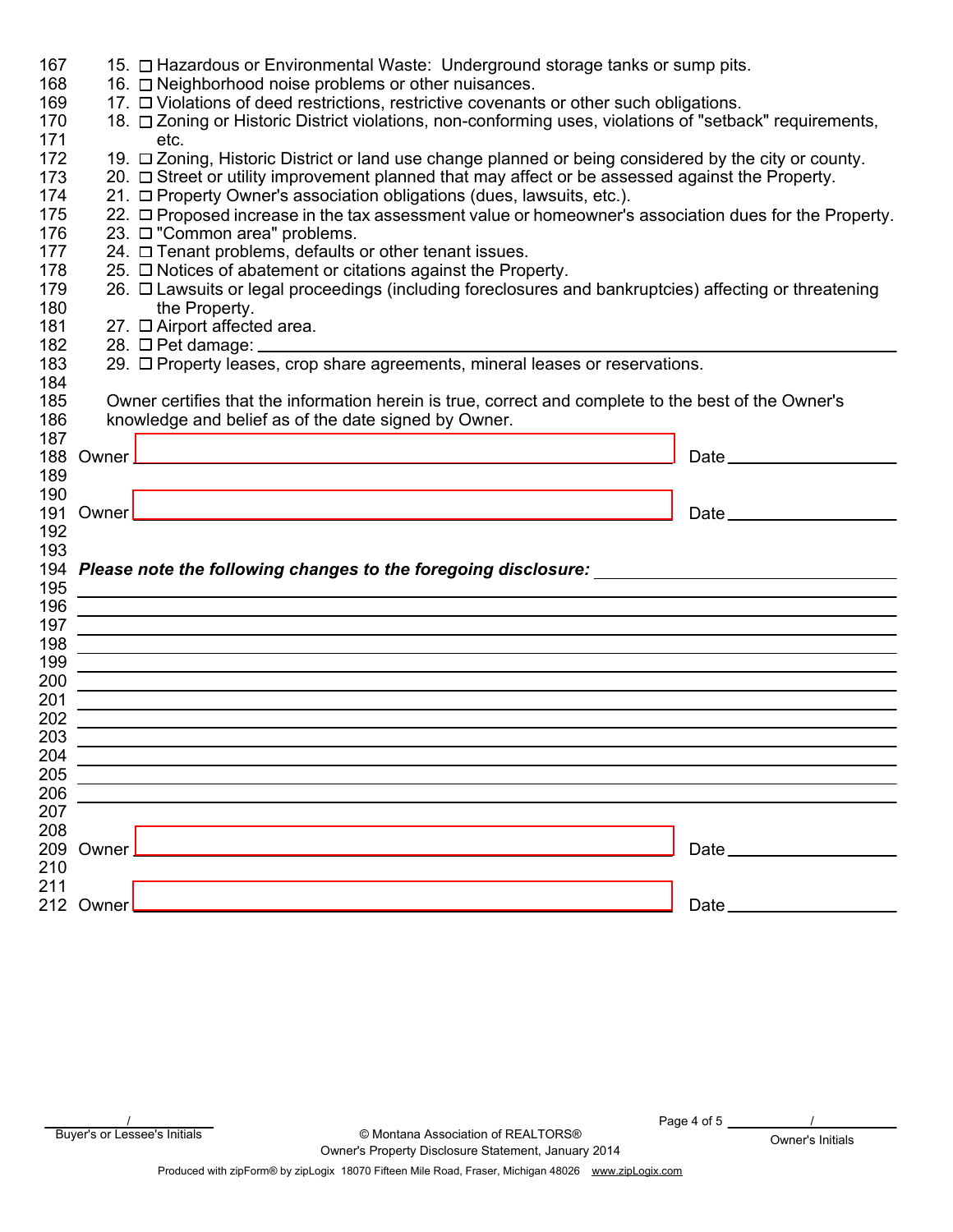15. ☐ Hazardous or Environmental Waste: Underground storage tanks or sump pits.
16. ☐ Neighborhood noise problems or other nuisances.
17. ☐ Violations of deed restrictions, restrictive covenants or other such obligations.
18. ☐ Zoning or Historic District violations, non-conforming uses, violations of "setback" requirements, etc.
19. ☐ Zoning, Historic District or land use change planned or being considered by the city or county.
20. ☐ Street or utility improvement planned that may affect or be assessed against the Property.
21. ☐ Property Owner's association obligations (dues, lawsuits, etc.).
22. ☐ Proposed increase in the tax assessment value or homeowner's association dues for the Property.
23. ☐ "Common area" problems.
24. ☐ Tenant problems, defaults or other tenant issues.
25. ☐ Notices of abatement or citations against the Property.
26. ☐ Lawsuits or legal proceedings (including foreclosures and bankruptcies) affecting or threatening the Property.
27. ☐ Airport affected area.
28. ☐ Pet damage: ______________________________
29. ☐ Property leases, crop share agreements, mineral leases or reservations.

Owner certifies that the information herein is true, correct and complete to the best of the Owner's knowledge and belief as of the date signed by Owner.

Owner ______________________________ Date ______________

Owner ______________________________ Date ______________

***Please note the following changes to the foregoing disclosure:*** ______________________________

______________________________________________________________________

______________________________________________________________________

______________________________________________________________________

______________________________________________________________________

______________________________________________________________________

______________________________________________________________________

______________________________________________________________________

______________________________________________________________________

______________________________________________________________________

______________________________________________________________________

______________________________________________________________________

______________________________________________________________________

Owner ______________________________ Date ______________

Owner ______________________________ Date ______________

______ / ______ Buyer's or Lessee's Initials

______ / ______ Owner's Initials

© Montana Association of REALTORS®
Owner's Property Disclosure Statement, January 2014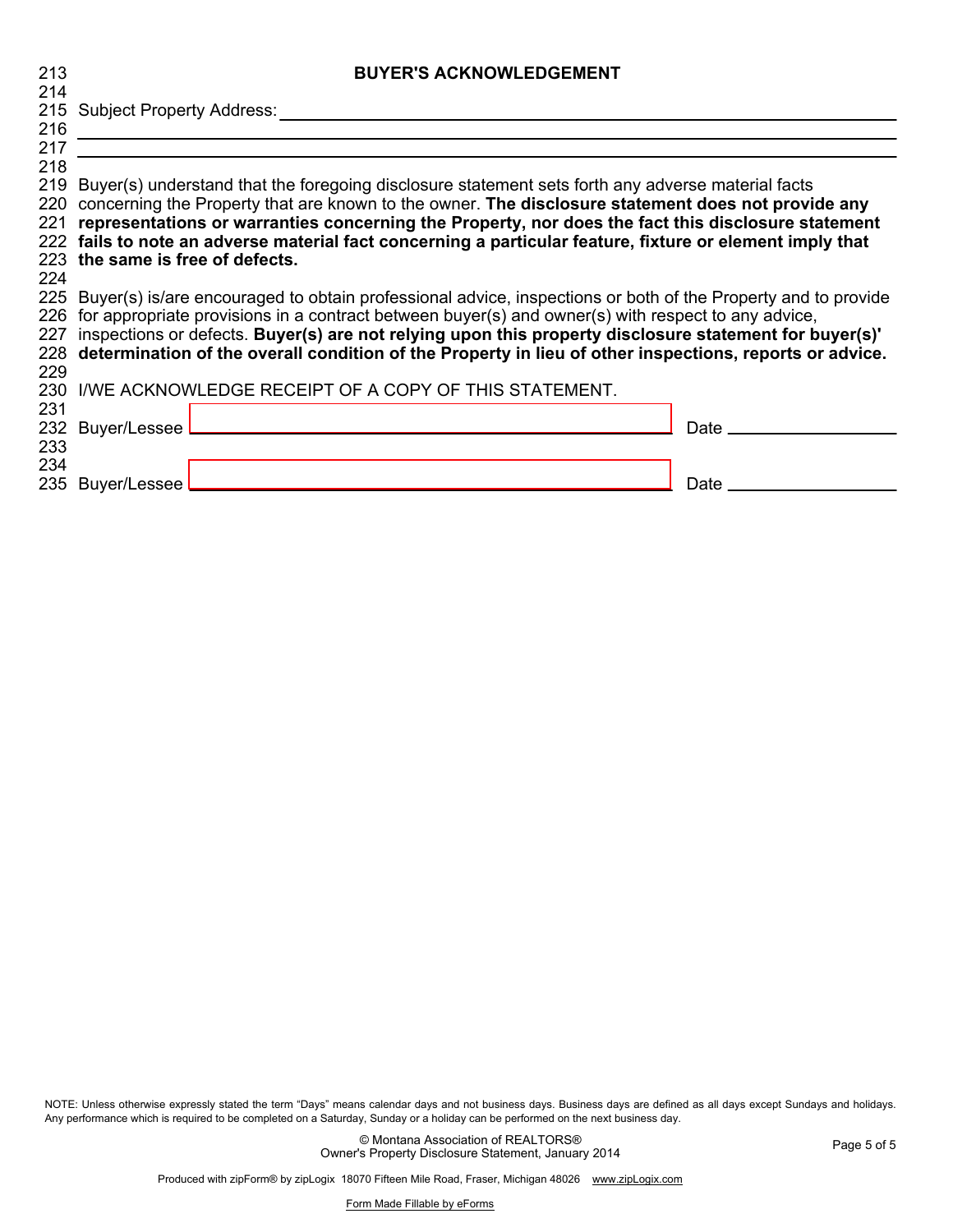## BUYER'S ACKNOWLEDGEMENT

Subject Property Address: \_\_\_\_\_\_\_\_\_\_\_\_\_\_\_\_\_\_\_\_\_\_\_\_\_\_\_\_\_\_\_\_\_\_\_\_\_\_\_\_

Buyer(s) understand that the foregoing disclosure statement sets forth any adverse material facts concerning the Property that are known to the owner. **The disclosure statement does not provide any representations or warranties concerning the Property, nor does the fact this disclosure statement fails to note an adverse material fact concerning a particular feature, fixture or element imply that the same is free of defects.**

Buyer(s) is/are encouraged to obtain professional advice, inspections or both of the Property and to provide for appropriate provisions in a contract between buyer(s) and owner(s) with respect to any advice, inspections or defects. **Buyer(s) are not relying upon this property disclosure statement for buyer(s)' determination of the overall condition of the Property in lieu of other inspections, reports or advice.**

I/WE ACKNOWLEDGE RECEIPT OF A COPY OF THIS STATEMENT.

Buyer/Lessee \_\_\_\_\_\_\_\_\_\_\_\_\_\_\_\_\_\_\_\_\_\_\_\_\_\_\_\_\_\_ Date \_\_\_\_\_\_\_\_\_\_\_\_

Buyer/Lessee \_\_\_\_\_\_\_\_\_\_\_\_\_\_\_\_\_\_\_\_\_\_\_\_\_\_\_\_\_\_ Date \_\_\_\_\_\_\_\_\_\_\_\_

NOTE: Unless otherwise expressly stated the term "Days" means calendar days and not business days. Business days are defined as all days except Sundays and holidays. Any performance which is required to be completed on a Saturday, Sunday or a holiday can be performed on the next business day.

© Montana Association of REALTORS®
Owner's Property Disclosure Statement, January 2014

Produced with zipForm® by zipLogix 18070 Fifteen Mile Road, Fraser, Michigan 48026 www.zipLogix.com

Form Made Fillable by eForms